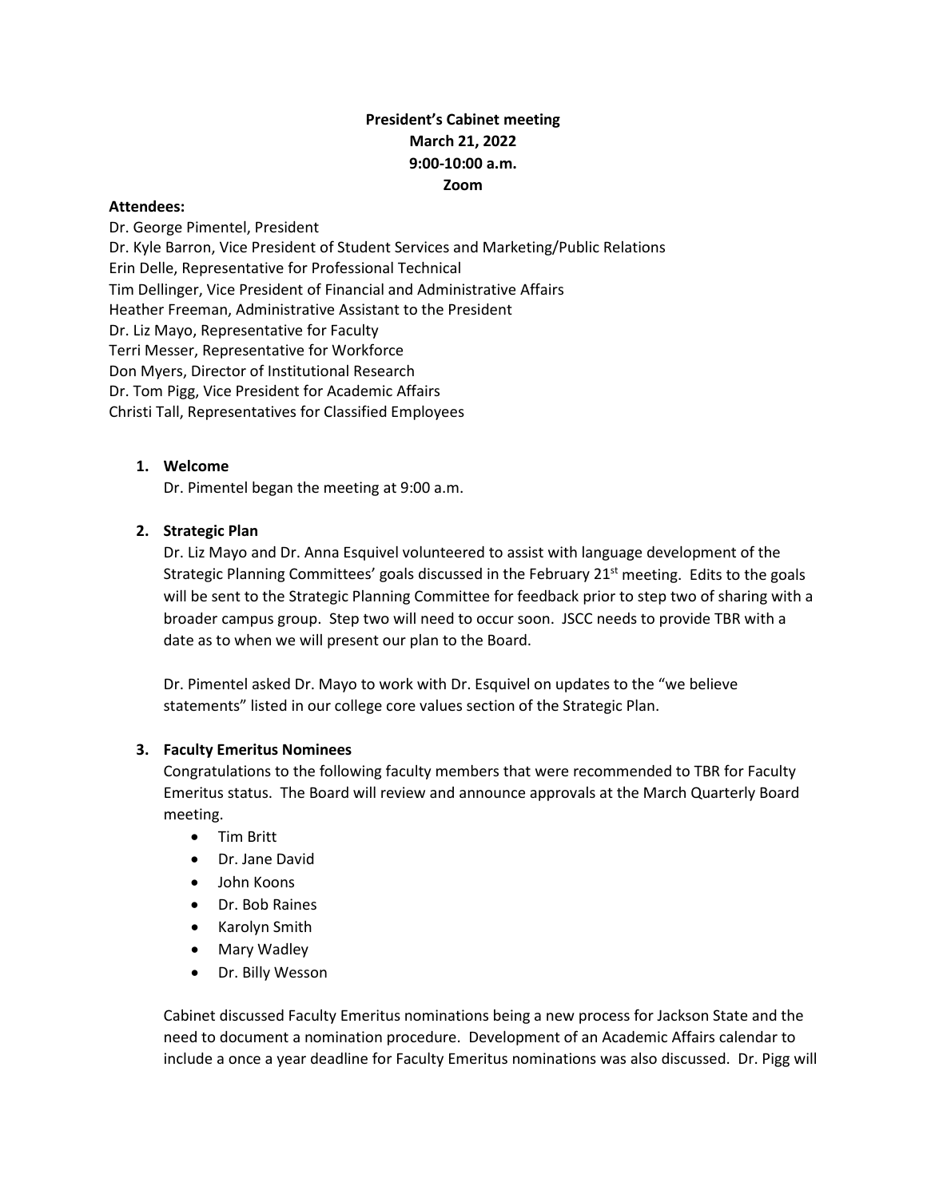**President's Cabinet meeting**
**March 21, 2022**
**9:00-10:00 a.m.**
**Zoom**

**Attendees:**
Dr. George Pimentel, President
Dr. Kyle Barron, Vice President of Student Services and Marketing/Public Relations
Erin Delle, Representative for Professional Technical
Tim Dellinger, Vice President of Financial and Administrative Affairs
Heather Freeman, Administrative Assistant to the President
Dr. Liz Mayo, Representative for Faculty
Terri Messer, Representative for Workforce
Don Myers, Director of Institutional Research
Dr. Tom Pigg, Vice President for Academic Affairs
Christi Tall, Representatives for Classified Employees

1. **Welcome**
   Dr. Pimentel began the meeting at 9:00 a.m.

2. **Strategic Plan**
   Dr. Liz Mayo and Dr. Anna Esquivel volunteered to assist with language development of the Strategic Planning Committees' goals discussed in the February 21st meeting. Edits to the goals will be sent to the Strategic Planning Committee for feedback prior to step two of sharing with a broader campus group. Step two will need to occur soon. JSCC needs to provide TBR with a date as to when we will present our plan to the Board.

   Dr. Pimentel asked Dr. Mayo to work with Dr. Esquivel on updates to the "we believe statements" listed in our college core values section of the Strategic Plan.

3. **Faculty Emeritus Nominees**
   Congratulations to the following faculty members that were recommended to TBR for Faculty Emeritus status. The Board will review and announce approvals at the March Quarterly Board meeting.
   - Tim Britt
   - Dr. Jane David
   - John Koons
   - Dr. Bob Raines
   - Karolyn Smith
   - Mary Wadley
   - Dr. Billy Wesson

   Cabinet discussed Faculty Emeritus nominations being a new process for Jackson State and the need to document a nomination procedure. Development of an Academic Affairs calendar to include a once a year deadline for Faculty Emeritus nominations was also discussed. Dr. Pigg will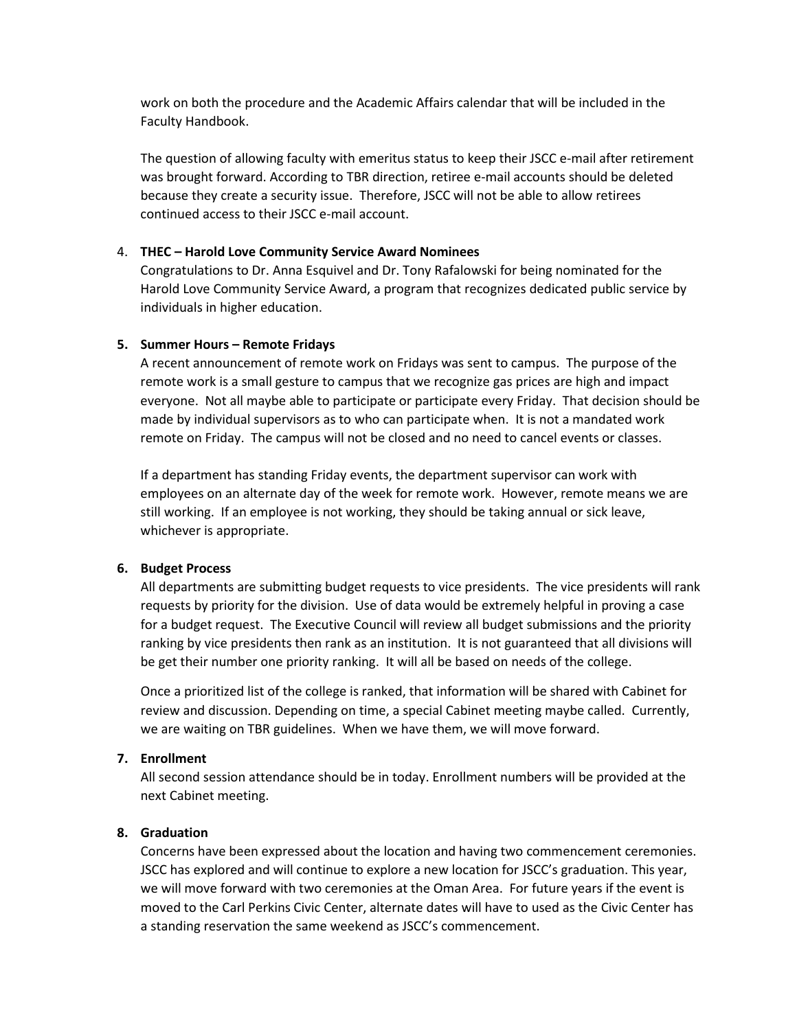work on both the procedure and the Academic Affairs calendar that will be included in the Faculty Handbook.

The question of allowing faculty with emeritus status to keep their JSCC e-mail after retirement was brought forward. According to TBR direction, retiree e-mail accounts should be deleted because they create a security issue. Therefore, JSCC will not be able to allow retirees continued access to their JSCC e-mail account.

4. **THEC – Harold Love Community Service Award Nominees**

   Congratulations to Dr. Anna Esquivel and Dr. Tony Rafalowski for being nominated for the Harold Love Community Service Award, a program that recognizes dedicated public service by individuals in higher education.

5. **Summer Hours – Remote Fridays**

   A recent announcement of remote work on Fridays was sent to campus. The purpose of the remote work is a small gesture to campus that we recognize gas prices are high and impact everyone. Not all maybe able to participate or participate every Friday. That decision should be made by individual supervisors as to who can participate when. It is not a mandated work remote on Friday. The campus will not be closed and no need to cancel events or classes.

   If a department has standing Friday events, the department supervisor can work with employees on an alternate day of the week for remote work. However, remote means we are still working. If an employee is not working, they should be taking annual or sick leave, whichever is appropriate.

6. **Budget Process**

   All departments are submitting budget requests to vice presidents. The vice presidents will rank requests by priority for the division. Use of data would be extremely helpful in proving a case for a budget request. The Executive Council will review all budget submissions and the priority ranking by vice presidents then rank as an institution. It is not guaranteed that all divisions will be get their number one priority ranking. It will all be based on needs of the college.

   Once a prioritized list of the college is ranked, that information will be shared with Cabinet for review and discussion. Depending on time, a special Cabinet meeting maybe called. Currently, we are waiting on TBR guidelines. When we have them, we will move forward.

7. **Enrollment**

   All second session attendance should be in today. Enrollment numbers will be provided at the next Cabinet meeting.

8. **Graduation**

   Concerns have been expressed about the location and having two commencement ceremonies. JSCC has explored and will continue to explore a new location for JSCC's graduation. This year, we will move forward with two ceremonies at the Oman Area. For future years if the event is moved to the Carl Perkins Civic Center, alternate dates will have to used as the Civic Center has a standing reservation the same weekend as JSCC's commencement.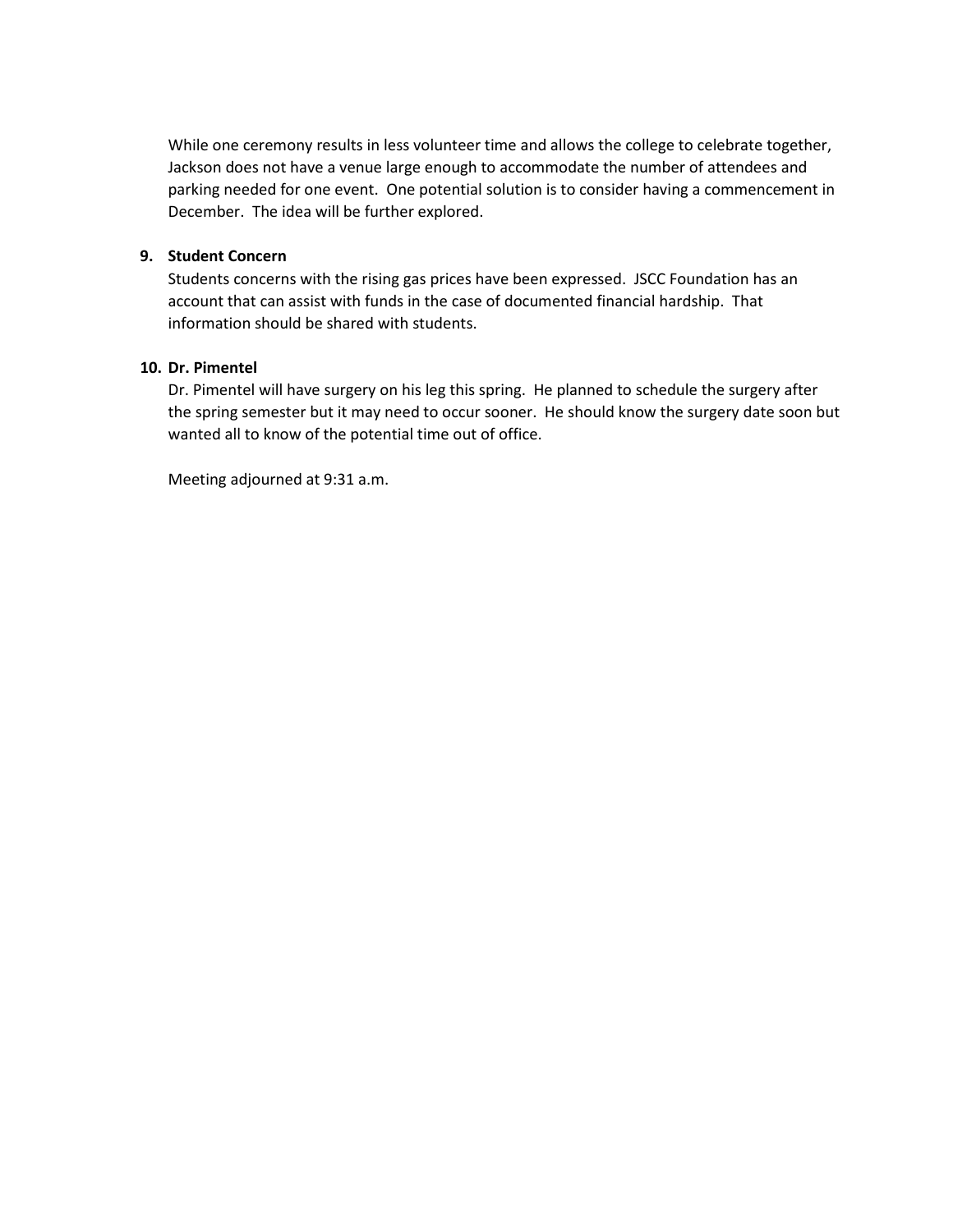While one ceremony results in less volunteer time and allows the college to celebrate together, Jackson does not have a venue large enough to accommodate the number of attendees and parking needed for one event. One potential solution is to consider having a commencement in December. The idea will be further explored.

9. **Student Concern**

   Students concerns with the rising gas prices have been expressed. JSCC Foundation has an account that can assist with funds in the case of documented financial hardship. That information should be shared with students.

10. **Dr. Pimentel**

    Dr. Pimentel will have surgery on his leg this spring. He planned to schedule the surgery after the spring semester but it may need to occur sooner. He should know the surgery date soon but wanted all to know of the potential time out of office.

    Meeting adjourned at 9:31 a.m.